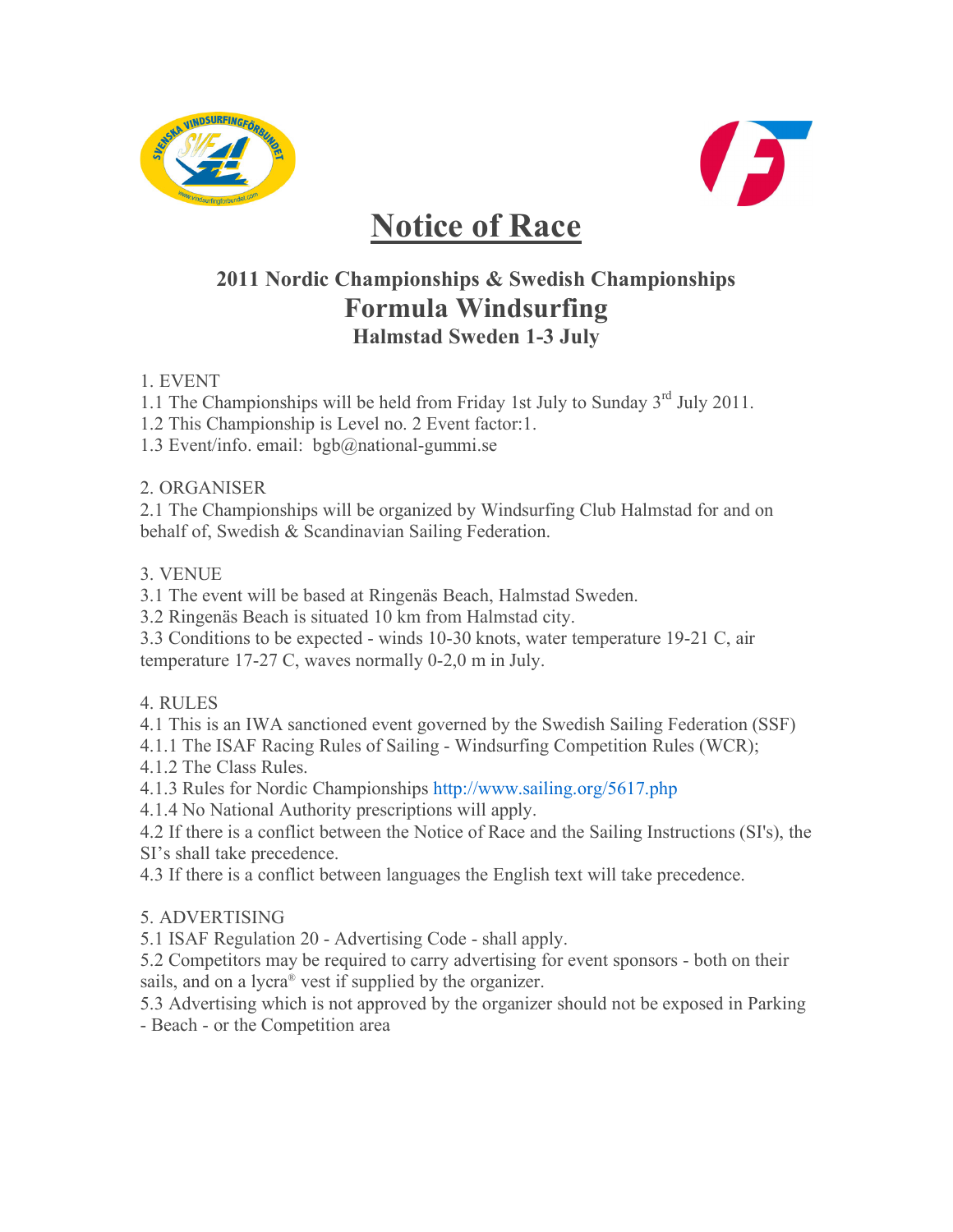# Notice of Race

## 2011 Nordic Championships & Swedish Championships
## Formula Windsurfing
### Halmstad Sweden 1-3 July

1. EVENT
1.1 The Championships will be held from Friday 1st July to Sunday 3rd July 2011.
1.2 This Championship is Level no. 2 Event factor:1.
1.3 Event/info. email: bgb@national-gummi.se

2. ORGANISER
2.1 The Championships will be organized by Windsurfing Club Halmstad for and on behalf of, Swedish & Scandinavian Sailing Federation.

3. VENUE
3.1 The event will be based at Ringenäs Beach, Halmstad Sweden.
3.2 Ringenäs Beach is situated 10 km from Halmstad city.
3.3 Conditions to be expected - winds 10-30 knots, water temperature 19-21 C, air temperature 17-27 C, waves normally 0-2,0 m in July.

4. RULES
4.1 This is an IWA sanctioned event governed by the Swedish Sailing Federation (SSF)
4.1.1 The ISAF Racing Rules of Sailing - Windsurfing Competition Rules (WCR);
4.1.2 The Class Rules.
4.1.3 Rules for Nordic Championships http://www.sailing.org/5617.php
4.1.4 No National Authority prescriptions will apply.
4.2 If there is a conflict between the Notice of Race and the Sailing Instructions (SI's), the SI's shall take precedence.
4.3 If there is a conflict between languages the English text will take precedence.

5. ADVERTISING
5.1 ISAF Regulation 20 - Advertising Code - shall apply.
5.2 Competitors may be required to carry advertising for event sponsors - both on their sails, and on a lycra® vest if supplied by the organizer.
5.3 Advertising which is not approved by the organizer should not be exposed in Parking - Beach - or the Competition area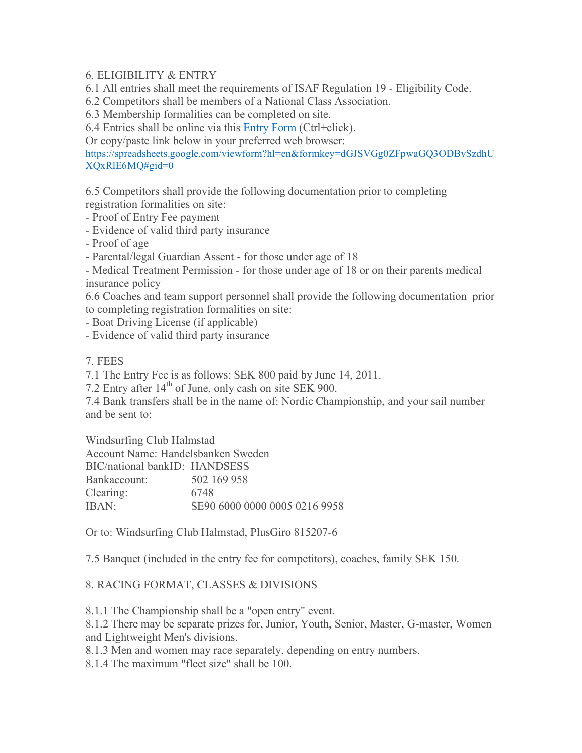6. ELIGIBILITY & ENTRY

6.1 All entries shall meet the requirements of ISAF Regulation 19 - Eligibility Code.

6.2 Competitors shall be members of a National Class Association.

6.3 Membership formalities can be completed on site.

6.4 Entries shall be online via this Entry Form (Ctrl+click).

Or copy/paste link below in your preferred web browser:
https://spreadsheets.google.com/viewform?hl=en&formkey=dGJSVGg0ZFpwaGQ3ODBvSzdhUXQxRlE6MQ#gid=0

6.5 Competitors shall provide the following documentation prior to completing registration formalities on site:

- Proof of Entry Fee payment
- Evidence of valid third party insurance
- Proof of age
- Parental/legal Guardian Assent - for those under age of 18
- Medical Treatment Permission - for those under age of 18 or on their parents medical insurance policy

6.6 Coaches and team support personnel shall provide the following documentation prior to completing registration formalities on site:

- Boat Driving License (if applicable)
- Evidence of valid third party insurance

7. FEES

7.1 The Entry Fee is as follows: SEK 800 paid by June 14, 2011.

7.2 Entry after 14th of June, only cash on site SEK 900.

7.4 Bank transfers shall be in the name of: Nordic Championship, and your sail number and be sent to:

Windsurfing Club Halmstad
Account Name: Handelsbanken Sweden
BIC/national bankID: HANDSESS
Bankaccount: 502 169 958
Clearing: 6748
IBAN: SE90 6000 0000 0005 0216 9958

Or to: Windsurfing Club Halmstad, PlusGiro 815207-6

7.5 Banquet (included in the entry fee for competitors), coaches, family SEK 150.

8. RACING FORMAT, CLASSES & DIVISIONS

8.1.1 The Championship shall be a "open entry" event.

8.1.2 There may be separate prizes for, Junior, Youth, Senior, Master, G-master, Women and Lightweight Men's divisions.

8.1.3 Men and women may race separately, depending on entry numbers.

8.1.4 The maximum "fleet size" shall be 100.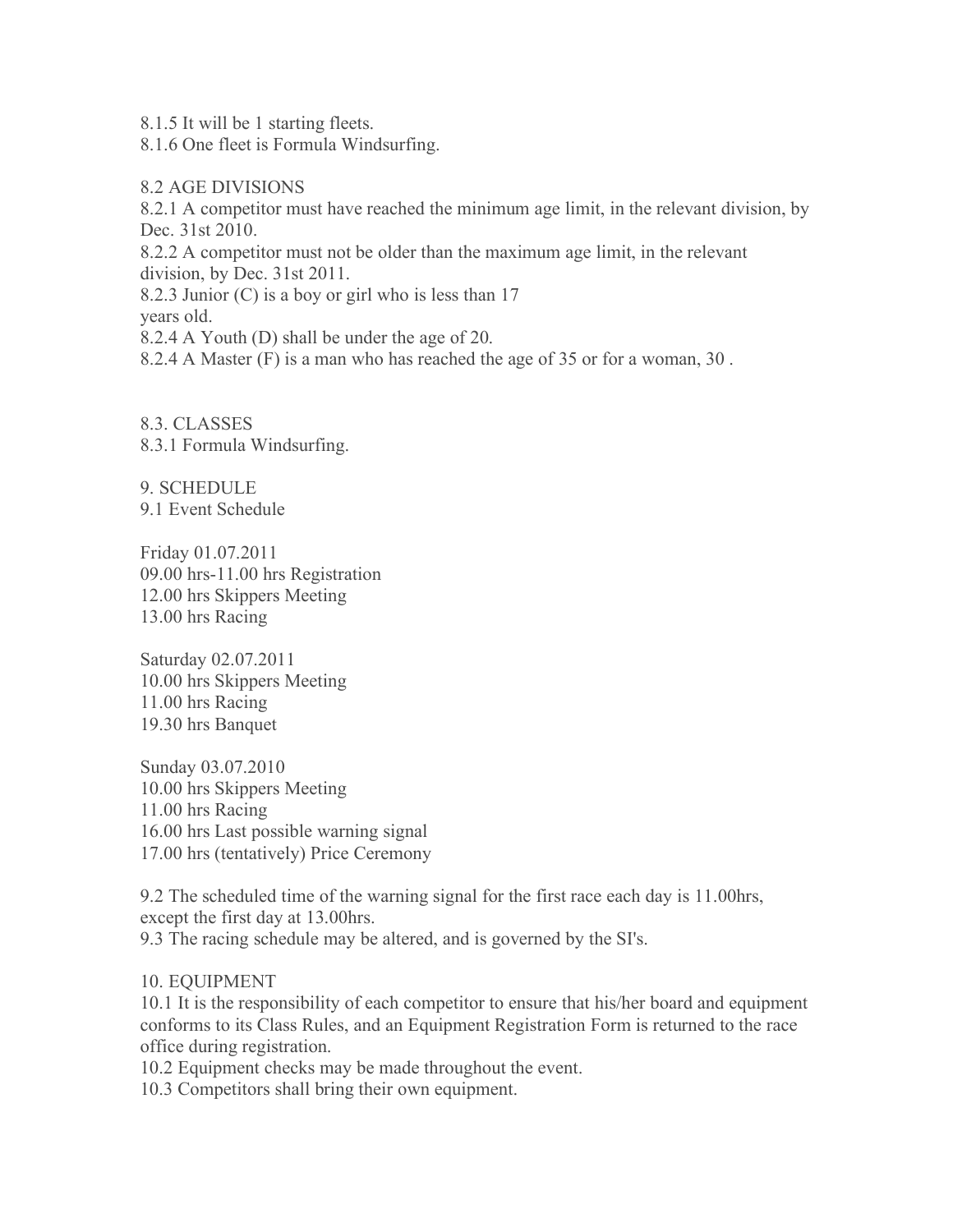8.1.5 It will be 1 starting fleets.
8.1.6 One fleet is Formula Windsurfing.

8.2 AGE DIVISIONS
8.2.1 A competitor must have reached the minimum age limit, in the relevant division, by Dec. 31st 2010.
8.2.2 A competitor must not be older than the maximum age limit, in the relevant division, by Dec. 31st 2011.
8.2.3 Junior (C) is a boy or girl who is less than 17 years old.
8.2.4 A Youth (D) shall be under the age of 20.
8.2.4 A Master (F) is a man who has reached the age of 35 or for a woman, 30 .

8.3. CLASSES
8.3.1 Formula Windsurfing.

9. SCHEDULE
9.1 Event Schedule

Friday 01.07.2011
09.00 hrs-11.00 hrs Registration
12.00 hrs Skippers Meeting
13.00 hrs Racing

Saturday 02.07.2011
10.00 hrs Skippers Meeting
11.00 hrs Racing
19.30 hrs Banquet

Sunday 03.07.2010
10.00 hrs Skippers Meeting
11.00 hrs Racing
16.00 hrs Last possible warning signal
17.00 hrs (tentatively) Price Ceremony

9.2 The scheduled time of the warning signal for the first race each day is 11.00hrs, except the first day at 13.00hrs.
9.3 The racing schedule may be altered, and is governed by the SI's.

10. EQUIPMENT
10.1 It is the responsibility of each competitor to ensure that his/her board and equipment conforms to its Class Rules, and an Equipment Registration Form is returned to the race office during registration.
10.2 Equipment checks may be made throughout the event.
10.3 Competitors shall bring their own equipment.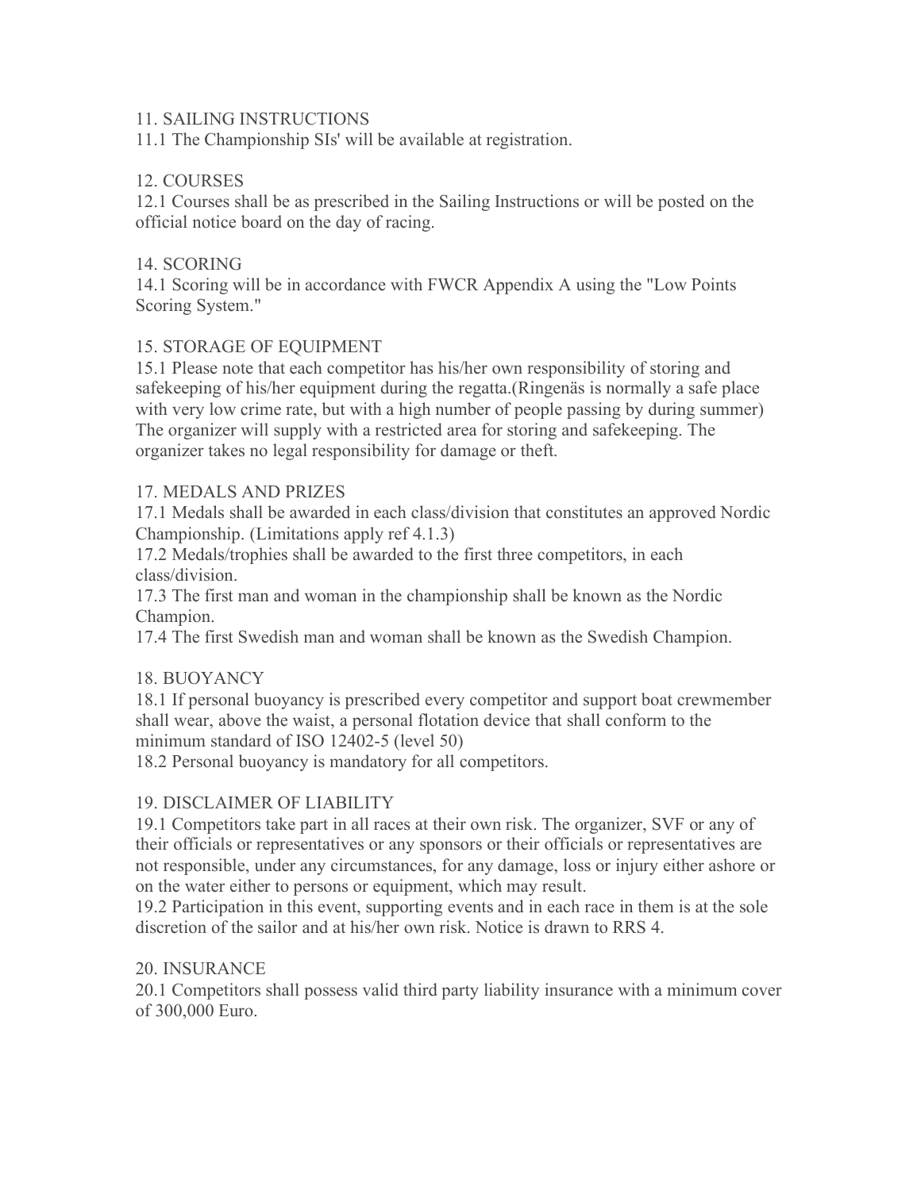## 11. SAILING INSTRUCTIONS

11.1 The Championship SIs' will be available at registration.

## 12. COURSES

12.1 Courses shall be as prescribed in the Sailing Instructions or will be posted on the official notice board on the day of racing.

## 14. SCORING

14.1 Scoring will be in accordance with FWCR Appendix A using the "Low Points Scoring System."

## 15. STORAGE OF EQUIPMENT

15.1 Please note that each competitor has his/her own responsibility of storing and safekeeping of his/her equipment during the regatta.(Ringenäs is normally a safe place with very low crime rate, but with a high number of people passing by during summer) The organizer will supply with a restricted area for storing and safekeeping. The organizer takes no legal responsibility for damage or theft.

## 17. MEDALS AND PRIZES

17.1 Medals shall be awarded in each class/division that constitutes an approved Nordic Championship. (Limitations apply ref 4.1.3)

17.2 Medals/trophies shall be awarded to the first three competitors, in each class/division.

17.3 The first man and woman in the championship shall be known as the Nordic Champion.

17.4 The first Swedish man and woman shall be known as the Swedish Champion.

## 18. BUOYANCY

18.1 If personal buoyancy is prescribed every competitor and support boat crewmember shall wear, above the waist, a personal flotation device that shall conform to the minimum standard of ISO 12402-5 (level 50)

18.2 Personal buoyancy is mandatory for all competitors.

## 19. DISCLAIMER OF LIABILITY

19.1 Competitors take part in all races at their own risk. The organizer, SVF or any of their officials or representatives or any sponsors or their officials or representatives are not responsible, under any circumstances, for any damage, loss or injury either ashore or on the water either to persons or equipment, which may result.

19.2 Participation in this event, supporting events and in each race in them is at the sole discretion of the sailor and at his/her own risk. Notice is drawn to RRS 4.

## 20. INSURANCE

20.1 Competitors shall possess valid third party liability insurance with a minimum cover of 300,000 Euro.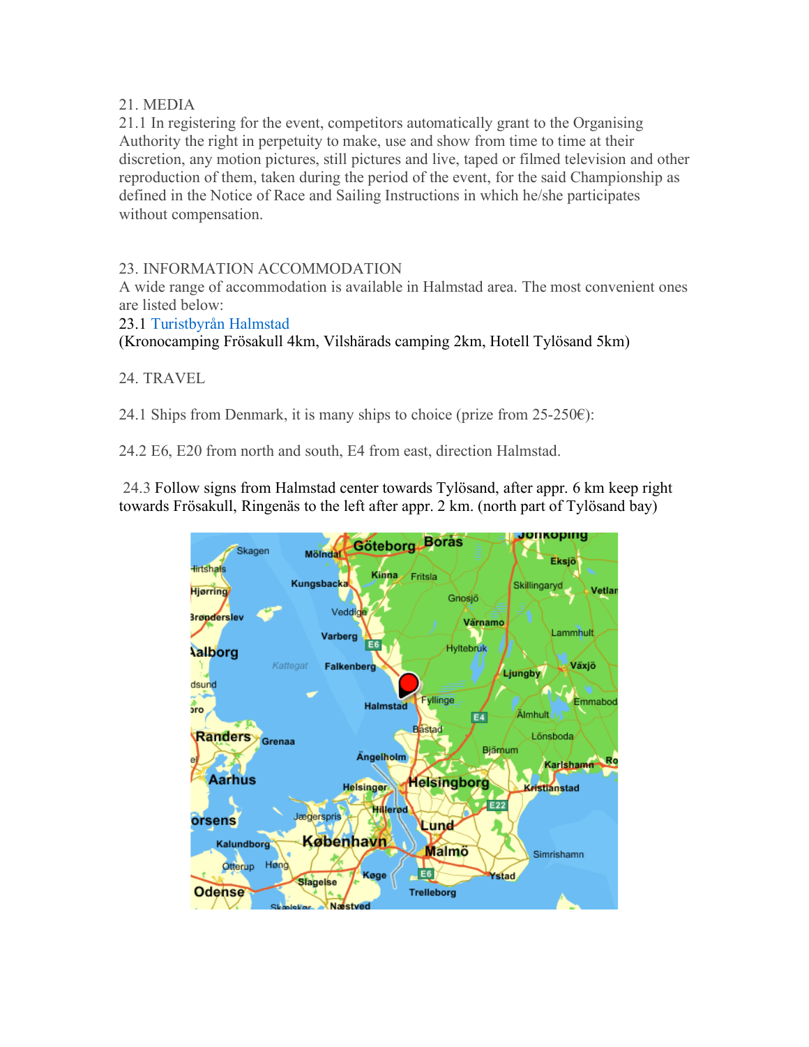21. MEDIA

21.1 In registering for the event, competitors automatically grant to the Organising Authority the right in perpetuity to make, use and show from time to time at their discretion, any motion pictures, still pictures and live, taped or filmed television and other reproduction of them, taken during the period of the event, for the said Championship as defined in the Notice of Race and Sailing Instructions in which he/she participates without compensation.

23. INFORMATION ACCOMMODATION

A wide range of accommodation is available in Halmstad area. The most convenient ones are listed below:

23.1 Turistbyrån Halmstad

(Kronocamping Frösakull 4km, Vilshärads camping 2km, Hotell Tylösand 5km)

24. TRAVEL

24.1 Ships from Denmark, it is many ships to choice (prize from 25-250€):

24.2 E6, E20 from north and south, E4 from east, direction Halmstad.

24.3 Follow signs from Halmstad center towards Tylösand, after appr. 6 km keep right towards Frösakull, Ringenäs to the left after appr. 2 km. (north part of Tylösand bay)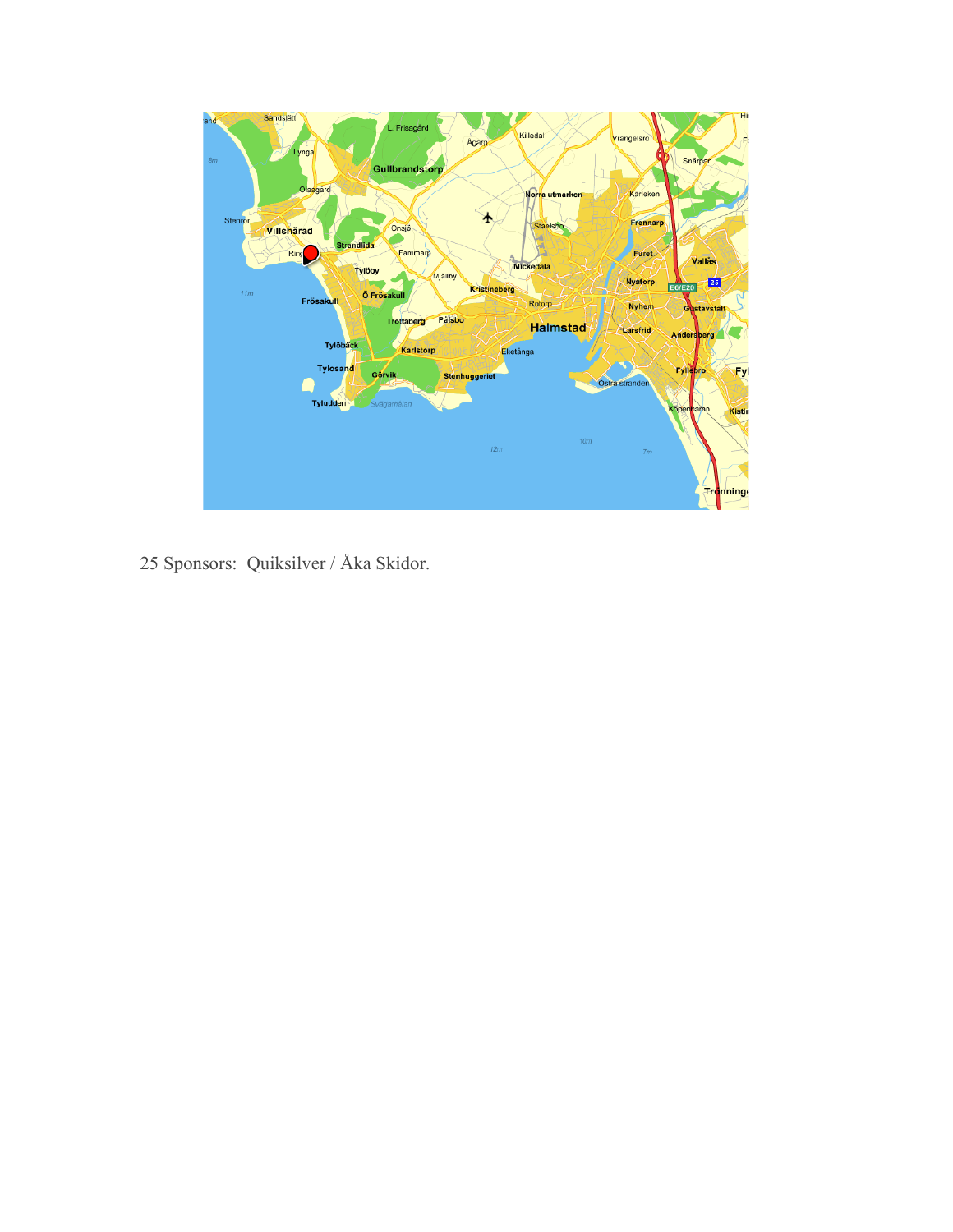25 Sponsors: Quiksilver / Åka Skidor.